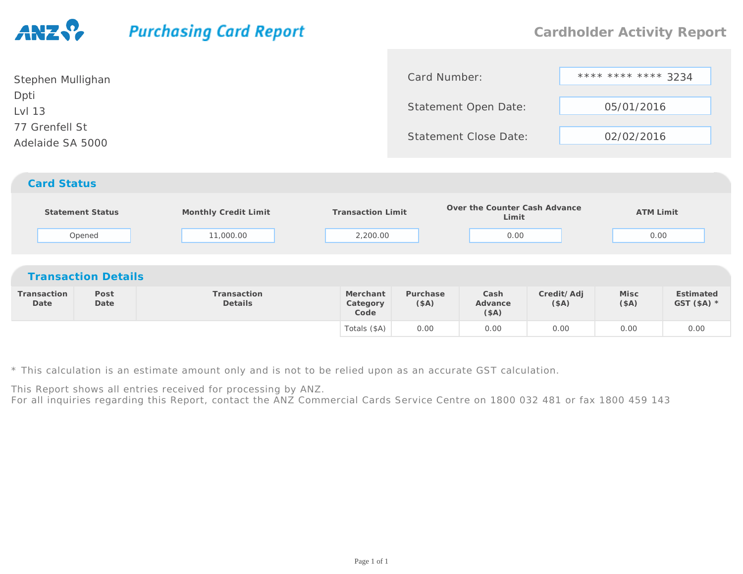# ANZ Purchasing Card Report

## Cardholder Activity Report

Stephen Mullighan
Dpti
Lvl 13
77 Grenfell St
Adelaide SA 5000

| | |
|---|---|
| Card Number: | **** **** **** 3234 |
| Statement Open Date: | 05/01/2016 |
| Statement Close Date: | 02/02/2016 |

## Card Status

| Statement Status | Monthly Credit Limit | Transaction Limit | Over the Counter Cash Advance Limit | ATM Limit |
|---|---|---|---|---|
| Opened | 11,000.00 | 2,200.00 | 0.00 | 0.00 |

## Transaction Details

| Transaction Date | Post Date | Transaction Details | Merchant Category Code | Purchase ($A) | Cash Advance ($A) | Credit/ Adj ($A) | Misc ($A) | Estimated GST ($A) * |
|---|---|---|---|---|---|---|---|---|
| | | | Totals ($A) | 0.00 | 0.00 | 0.00 | 0.00 | 0.00 |

* This calculation is an estimate amount only and is not to be relied upon as an accurate GST calculation.

This Report shows all entries received for processing by ANZ.
For all inquiries regarding this Report, contact the ANZ Commercial Cards Service Centre on 1800 032 481 or fax 1800 459 143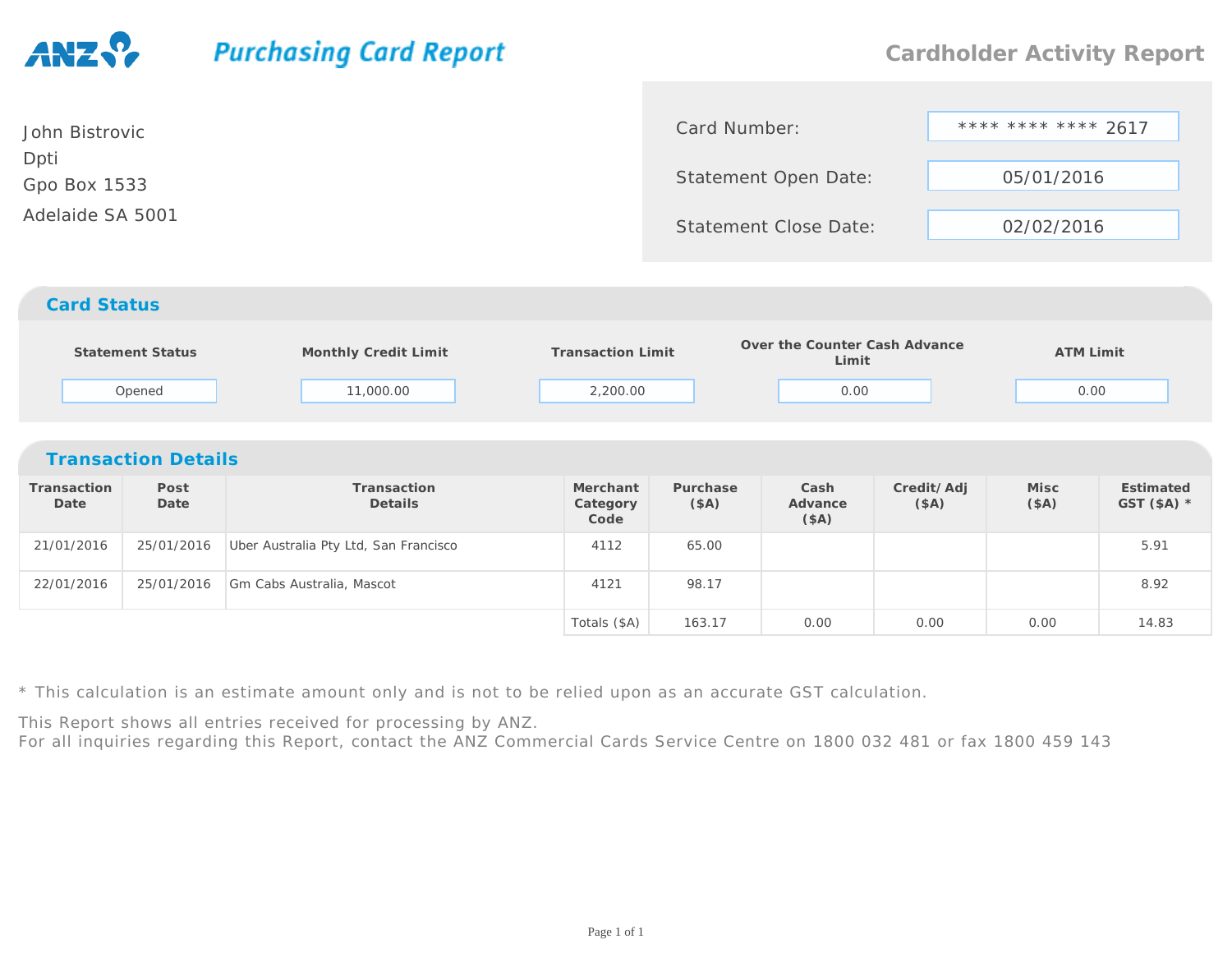ANZ

# Purchasing Card Report

## Cardholder Activity Report

John Bistrovic
Dpti
Gpo Box 1533
Adelaide SA 5001

| | |
|---|---|
| Card Number: | **** **** **** 2617 |
| Statement Open Date: | 05/01/2016 |
| Statement Close Date: | 02/02/2016 |

## Card Status

| Statement Status | Monthly Credit Limit | Transaction Limit | Over the Counter Cash Advance Limit | ATM Limit |
|---|---|---|---|---|
| Opened | 11,000.00 | 2,200.00 | 0.00 | 0.00 |

## Transaction Details

| Transaction Date | Post Date | Transaction Details | Merchant Category Code | Purchase ($A) | Cash Advance ($A) | Credit/ Adj ($A) | Misc ($A) | Estimated GST ($A) * |
|---|---|---|---|---|---|---|---|---|
| 21/01/2016 | 25/01/2016 | Uber Australia Pty Ltd, San Francisco | 4112 | 65.00 | | | | 5.91 |
| 22/01/2016 | 25/01/2016 | Gm Cabs Australia, Mascot | 4121 | 98.17 | | | | 8.92 |
| | | | Totals ($A) | 163.17 | 0.00 | 0.00 | 0.00 | 14.83 |

* This calculation is an estimate amount only and is not to be relied upon as an accurate GST calculation.

This Report shows all entries received for processing by ANZ.
For all inquiries regarding this Report, contact the ANZ Commercial Cards Service Centre on 1800 032 481 or fax 1800 459 143